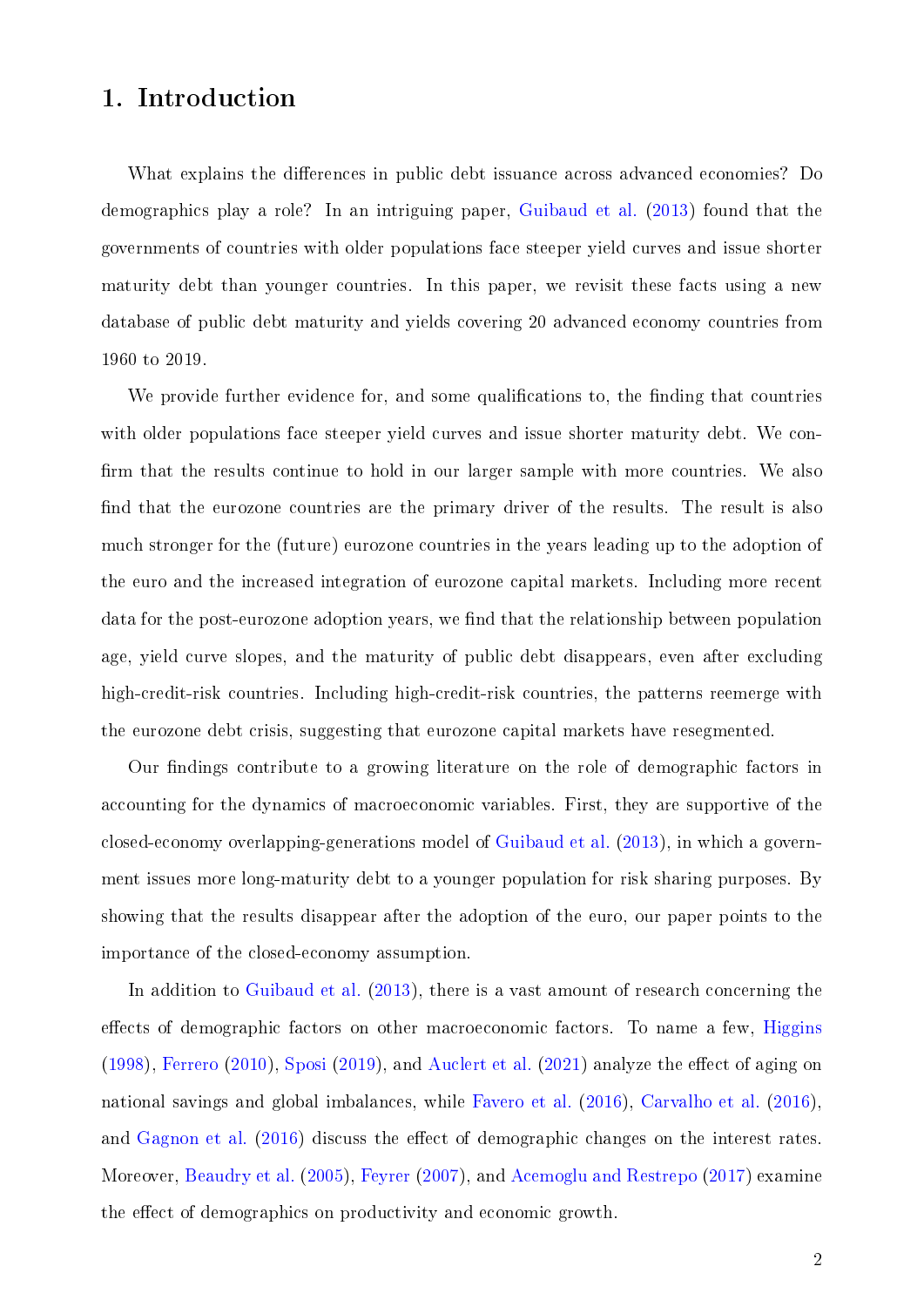# 1. Introduction

What explains the differences in public debt issuance across advanced economies? Do demographics play a role? In an intriguing paper, Guibaud et al. (2013) found that the governments of countries with older populations face steeper yield curves and issue shorter maturity debt than younger countries. In this paper, we revisit these facts using a new database of public debt maturity and yields covering 20 advanced economy countries from 1960 to 2019.

We provide further evidence for, and some qualifications to, the finding that countries with older populations face steeper yield curves and issue shorter maturity debt. We confirm that the results continue to hold in our larger sample with more countries. We also find that the eurozone countries are the primary driver of the results. The result is also much stronger for the (future) eurozone countries in the years leading up to the adoption of the euro and the increased integration of eurozone capital markets. Including more recent data for the post-eurozone adoption years, we find that the relationship between population age, yield curve slopes, and the maturity of public debt disappears, even after excluding high-credit-risk countries. Including high-credit-risk countries, the patterns reemerge with the eurozone debt crisis, suggesting that eurozone capital markets have resegmented.

Our findings contribute to a growing literature on the role of demographic factors in accounting for the dynamics of macroeconomic variables. First, they are supportive of the closed-economy overlapping-generations model of Guibaud et al. (2013), in which a government issues more long-maturity debt to a younger population for risk sharing purposes. By showing that the results disappear after the adoption of the euro, our paper points to the importance of the closed-economy assumption.

In addition to Guibaud et al. (2013), there is a vast amount of research concerning the effects of demographic factors on other macroeconomic factors. To name a few, Higgins (1998), Ferrero (2010), Sposi (2019), and Auclert et al. (2021) analyze the effect of aging on national savings and global imbalances, while Favero et al. (2016), Carvalho et al. (2016), and Gagnon et al. (2016) discuss the effect of demographic changes on the interest rates. Moreover, Beaudry et al. (2005), Feyrer (2007), and Acemoglu and Restrepo (2017) examine the effect of demographics on productivity and economic growth.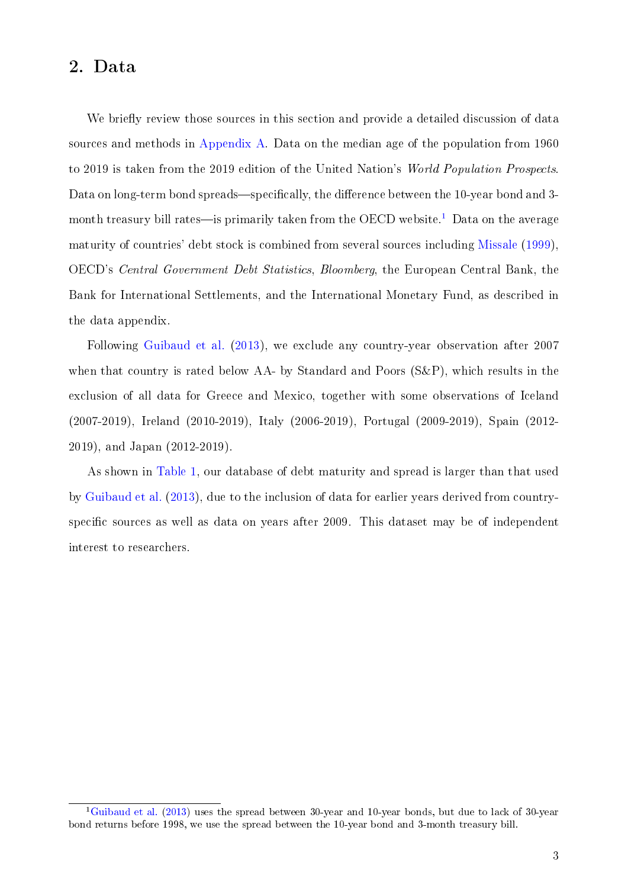## 2. Data

We briefly review those sources in this section and provide a detailed discussion of data sources and methods in Appendix A. Data on the median age of the population from 1960 to 2019 is taken from the 2019 edition of the United Nation's *World Population Prospects*. Data on long-term bond spreads—specifically, the difference between the 10-year bond and 3-month treasury bill rates—is primarily taken from the OECD website.[1] Data on the average maturity of countries' debt stock is combined from several sources including Missale (1999), OECD's *Central Government Debt Statistics*, *Bloomberg*, the European Central Bank, the Bank for International Settlements, and the International Monetary Fund, as described in the data appendix.

Following Guibaud et al. (2013), we exclude any country-year observation after 2007 when that country is rated below AA- by Standard and Poors (S&P), which results in the exclusion of all data for Greece and Mexico, together with some observations of Iceland (2007-2019), Ireland (2010-2019), Italy (2006-2019), Portugal (2009-2019), Spain (2012-2019), and Japan (2012-2019).

As shown in Table 1, our database of debt maturity and spread is larger than that used by Guibaud et al. (2013), due to the inclusion of data for earlier years derived from country-specific sources as well as data on years after 2009. This dataset may be of independent interest to researchers.

[1] Guibaud et al. (2013) uses the spread between 30-year and 10-year bonds, but due to lack of 30-year bond returns before 1998, we use the spread between the 10-year bond and 3-month treasury bill.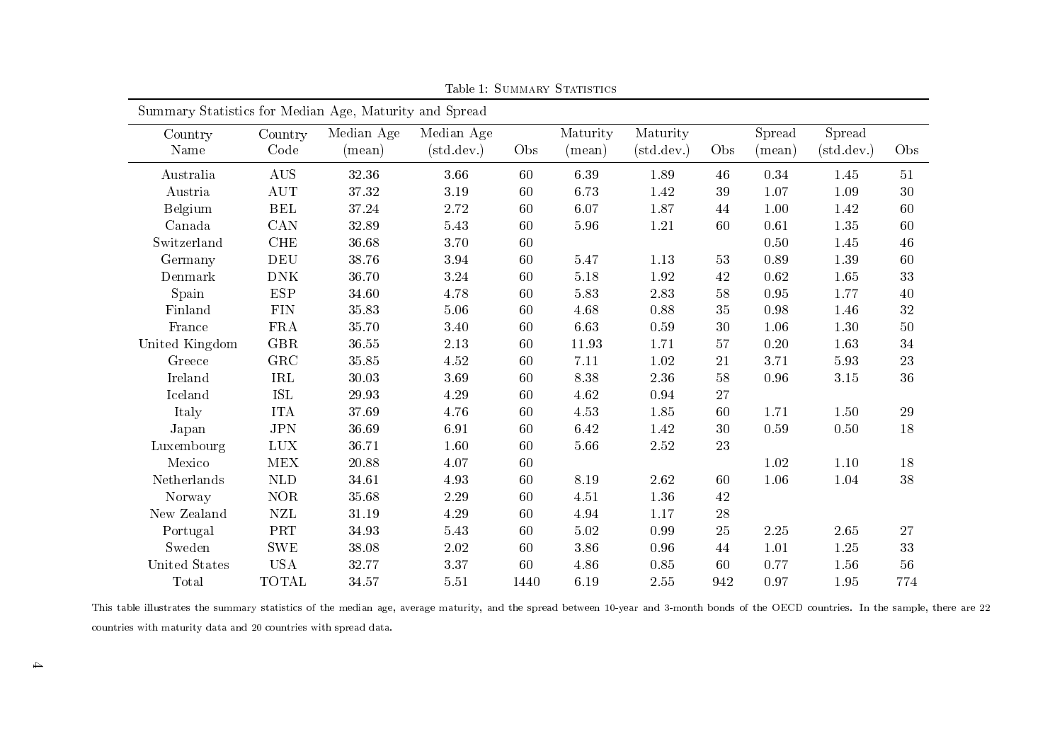Table 1: Summary Statistics

Summary Statistics for Median Age, Maturity and Spread

| Country Name | Country Code | Median Age (mean) | Median Age (std.dev.) | Obs | Maturity (mean) | Maturity (std.dev.) | Obs | Spread (mean) | Spread (std.dev.) | Obs |
|---|---|---|---|---|---|---|---|---|---|---|
| Australia | AUS | 32.36 | 3.66 | 60 | 6.39 | 1.89 | 46 | 0.34 | 1.45 | 51 |
| Austria | AUT | 37.32 | 3.19 | 60 | 6.73 | 1.42 | 39 | 1.07 | 1.09 | 30 |
| Belgium | BEL | 37.24 | 2.72 | 60 | 6.07 | 1.87 | 44 | 1.00 | 1.42 | 60 |
| Canada | CAN | 32.89 | 5.43 | 60 | 5.96 | 1.21 | 60 | 0.61 | 1.35 | 60 |
| Switzerland | CHE | 36.68 | 3.70 | 60 | | | | 0.50 | 1.45 | 46 |
| Germany | DEU | 38.76 | 3.94 | 60 | 5.47 | 1.13 | 53 | 0.89 | 1.39 | 60 |
| Denmark | DNK | 36.70 | 3.24 | 60 | 5.18 | 1.92 | 42 | 0.62 | 1.65 | 33 |
| Spain | ESP | 34.60 | 4.78 | 60 | 5.83 | 2.83 | 58 | 0.95 | 1.77 | 40 |
| Finland | FIN | 35.83 | 5.06 | 60 | 4.68 | 0.88 | 35 | 0.98 | 1.46 | 32 |
| France | FRA | 35.70 | 3.40 | 60 | 6.63 | 0.59 | 30 | 1.06 | 1.30 | 50 |
| United Kingdom | GBR | 36.55 | 2.13 | 60 | 11.93 | 1.71 | 57 | 0.20 | 1.63 | 34 |
| Greece | GRC | 35.85 | 4.52 | 60 | 7.11 | 1.02 | 21 | 3.71 | 5.93 | 23 |
| Ireland | IRL | 30.03 | 3.69 | 60 | 8.38 | 2.36 | 58 | 0.96 | 3.15 | 36 |
| Iceland | ISL | 29.93 | 4.29 | 60 | 4.62 | 0.94 | 27 | | | |
| Italy | ITA | 37.69 | 4.76 | 60 | 4.53 | 1.85 | 60 | 1.71 | 1.50 | 29 |
| Japan | JPN | 36.69 | 6.91 | 60 | 6.42 | 1.42 | 30 | 0.59 | 0.50 | 18 |
| Luxembourg | LUX | 36.71 | 1.60 | 60 | 5.66 | 2.52 | 23 | | | |
| Mexico | MEX | 20.88 | 4.07 | 60 | | | | 1.02 | 1.10 | 18 |
| Netherlands | NLD | 34.61 | 4.93 | 60 | 8.19 | 2.62 | 60 | 1.06 | 1.04 | 38 |
| Norway | NOR | 35.68 | 2.29 | 60 | 4.51 | 1.36 | 42 | | | |
| New Zealand | NZL | 31.19 | 4.29 | 60 | 4.94 | 1.17 | 28 | | | |
| Portugal | PRT | 34.93 | 5.43 | 60 | 5.02 | 0.99 | 25 | 2.25 | 2.65 | 27 |
| Sweden | SWE | 38.08 | 2.02 | 60 | 3.86 | 0.96 | 44 | 1.01 | 1.25 | 33 |
| United States | USA | 32.77 | 3.37 | 60 | 4.86 | 0.85 | 60 | 0.77 | 1.56 | 56 |
| Total | TOTAL | 34.57 | 5.51 | 1440 | 6.19 | 2.55 | 942 | 0.97 | 1.95 | 774 |

This table illustrates the summary statistics of the median age, average maturity, and the spread between 10-year and 3-month bonds of the OECD countries. In the sample, there are 22 countries with maturity data and 20 countries with spread data.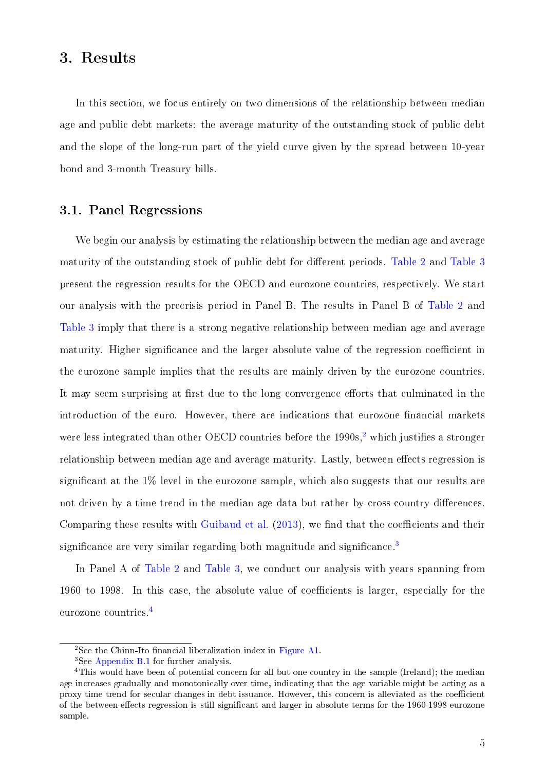## 3. Results

In this section, we focus entirely on two dimensions of the relationship between median age and public debt markets: the average maturity of the outstanding stock of public debt and the slope of the long-run part of the yield curve given by the spread between 10-year bond and 3-month Treasury bills.

### 3.1. Panel Regressions

We begin our analysis by estimating the relationship between the median age and average maturity of the outstanding stock of public debt for different periods. Table 2 and Table 3 present the regression results for the OECD and eurozone countries, respectively. We start our analysis with the precrisis period in Panel B. The results in Panel B of Table 2 and Table 3 imply that there is a strong negative relationship between median age and average maturity. Higher significance and the larger absolute value of the regression coefficient in the eurozone sample implies that the results are mainly driven by the eurozone countries. It may seem surprising at first due to the long convergence efforts that culminated in the introduction of the euro. However, there are indications that eurozone financial markets were less integrated than other OECD countries before the 1990s,[2] which justifies a stronger relationship between median age and average maturity. Lastly, between effects regression is significant at the 1% level in the eurozone sample, which also suggests that our results are not driven by a time trend in the median age data but rather by cross-country differences. Comparing these results with Guibaud et al. (2013), we find that the coefficients and their significance are very similar regarding both magnitude and significance.[3]

In Panel A of Table 2 and Table 3, we conduct our analysis with years spanning from 1960 to 1998. In this case, the absolute value of coefficients is larger, especially for the eurozone countries.[4]

---

[2] See the Chinn-Ito financial liberalization index in Figure A1.

[3] See Appendix B.1 for further analysis.

[4] This would have been of potential concern for all but one country in the sample (Ireland); the median age increases gradually and monotonically over time, indicating that the age variable might be acting as a proxy time trend for secular changes in debt issuance. However, this concern is alleviated as the coefficient of the between-effects regression is still significant and larger in absolute terms for the 1960-1998 eurozone sample.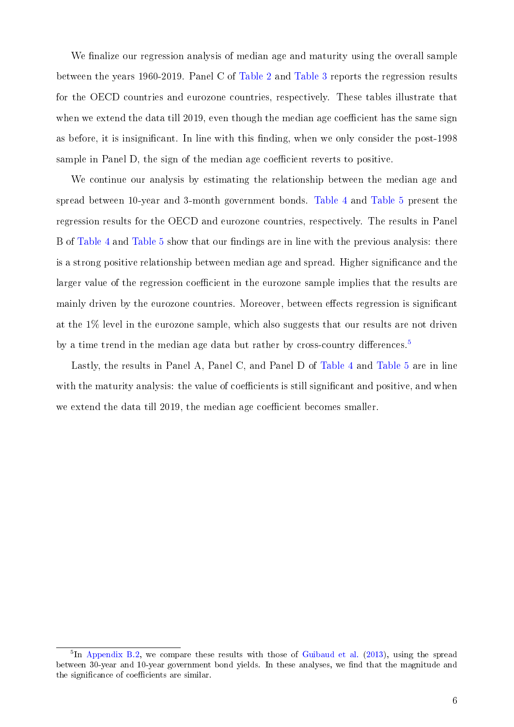We finalize our regression analysis of median age and maturity using the overall sample between the years 1960-2019. Panel C of Table 2 and Table 3 reports the regression results for the OECD countries and eurozone countries, respectively. These tables illustrate that when we extend the data till 2019, even though the median age coefficient has the same sign as before, it is insignificant. In line with this finding, when we only consider the post-1998 sample in Panel D, the sign of the median age coefficient reverts to positive.

We continue our analysis by estimating the relationship between the median age and spread between 10-year and 3-month government bonds. Table 4 and Table 5 present the regression results for the OECD and eurozone countries, respectively. The results in Panel B of Table 4 and Table 5 show that our findings are in line with the previous analysis: there is a strong positive relationship between median age and spread. Higher significance and the larger value of the regression coefficient in the eurozone sample implies that the results are mainly driven by the eurozone countries. Moreover, between effects regression is significant at the 1% level in the eurozone sample, which also suggests that our results are not driven by a time trend in the median age data but rather by cross-country differences.[5]

Lastly, the results in Panel A, Panel C, and Panel D of Table 4 and Table 5 are in line with the maturity analysis: the value of coefficients is still significant and positive, and when we extend the data till 2019, the median age coefficient becomes smaller.

[5] In Appendix B.2, we compare these results with those of Guibaud et al. (2013), using the spread between 30-year and 10-year government bond yields. In these analyses, we find that the magnitude and the significance of coefficients are similar.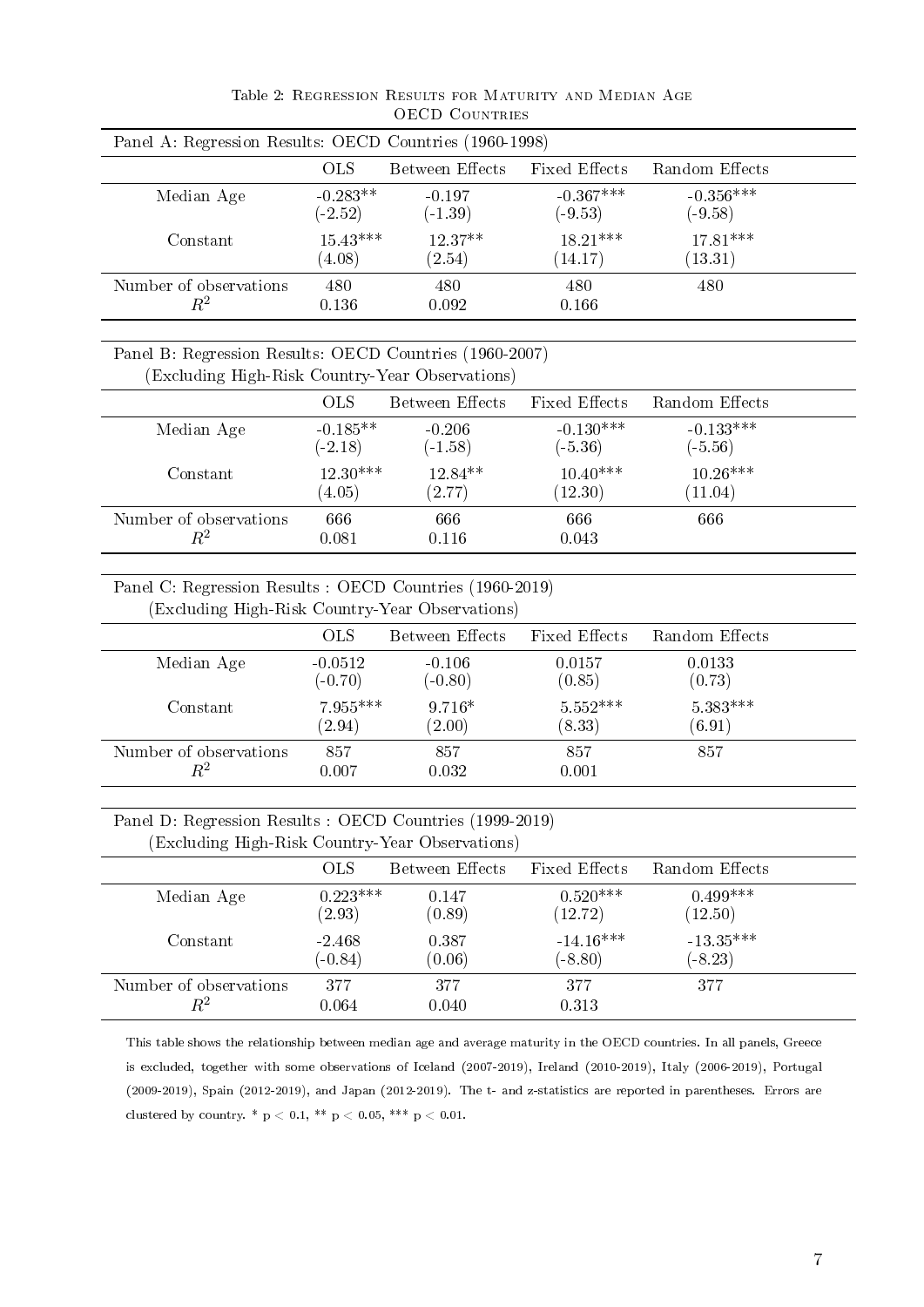Table 2: Regression Results for Maturity and Median Age OECD Countries

Panel A: Regression Results: OECD Countries (1960-1998)

| | OLS | Between Effects | Fixed Effects | Random Effects |
|---|---|---|---|---|
| Median Age | -0.283** | -0.197 | -0.367*** | -0.356*** |
| | (-2.52) | (-1.39) | (-9.53) | (-9.58) |
| Constant | 15.43*** | 12.37** | 18.21*** | 17.81*** |
| | (4.08) | (2.54) | (14.17) | (13.31) |
| Number of observations | 480 | 480 | 480 | 480 |
| $R^2$ | 0.136 | 0.092 | 0.166 | |

Panel B: Regression Results: OECD Countries (1960-2007)
(Excluding High-Risk Country-Year Observations)

| | OLS | Between Effects | Fixed Effects | Random Effects |
|---|---|---|---|---|
| Median Age | -0.185** | -0.206 | -0.130*** | -0.133*** |
| | (-2.18) | (-1.58) | (-5.36) | (-5.56) |
| Constant | 12.30*** | 12.84** | 10.40*** | 10.26*** |
| | (4.05) | (2.77) | (12.30) | (11.04) |
| Number of observations | 666 | 666 | 666 | 666 |
| $R^2$ | 0.081 | 0.116 | 0.043 | |

Panel C: Regression Results : OECD Countries (1960-2019)
(Excluding High-Risk Country-Year Observations)

| | OLS | Between Effects | Fixed Effects | Random Effects |
|---|---|---|---|---|
| Median Age | -0.0512 | -0.106 | 0.0157 | 0.0133 |
| | (-0.70) | (-0.80) | (0.85) | (0.73) |
| Constant | 7.955*** | 9.716* | 5.552*** | 5.383*** |
| | (2.94) | (2.00) | (8.33) | (6.91) |
| Number of observations | 857 | 857 | 857 | 857 |
| $R^2$ | 0.007 | 0.032 | 0.001 | |

Panel D: Regression Results : OECD Countries (1999-2019)
(Excluding High-Risk Country-Year Observations)

| | OLS | Between Effects | Fixed Effects | Random Effects |
|---|---|---|---|---|
| Median Age | 0.223*** | 0.147 | 0.520*** | 0.499*** |
| | (2.93) | (0.89) | (12.72) | (12.50) |
| Constant | -2.468 | 0.387 | -14.16*** | -13.35*** |
| | (-0.84) | (0.06) | (-8.80) | (-8.23) |
| Number of observations | 377 | 377 | 377 | 377 |
| $R^2$ | 0.064 | 0.040 | 0.313 | |

This table shows the relationship between median age and average maturity in the OECD countries. In all panels, Greece is excluded, together with some observations of Iceland (2007-2019), Ireland (2010-2019), Italy (2006-2019), Portugal (2009-2019), Spain (2012-2019), and Japan (2012-2019). The t- and z-statistics are reported in parentheses. Errors are clustered by country. * $p < 0.1$, ** $p < 0.05$, *** $p < 0.01$.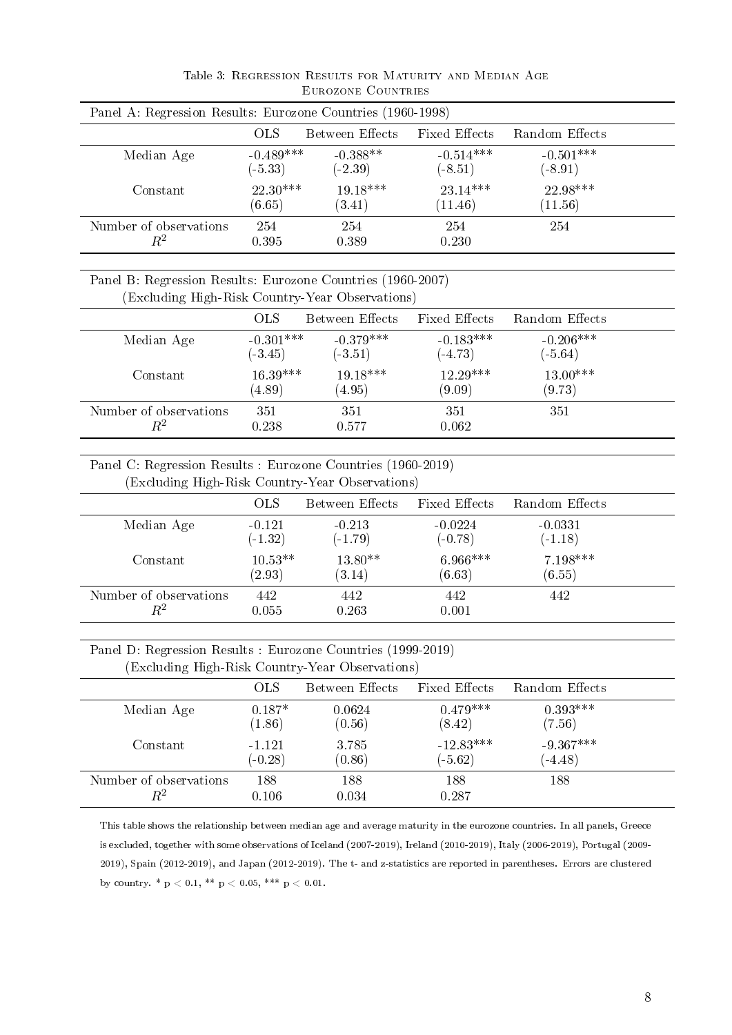Table 3: Regression Results for Maturity and Median Age

Eurozone Countries

Panel A: Regression Results: Eurozone Countries (1960-1998)

| | OLS | Between Effects | Fixed Effects | Random Effects |
|---|---|---|---|---|
| Median Age | -0.489*** | -0.388** | -0.514*** | -0.501*** |
| | (-5.33) | (-2.39) | (-8.51) | (-8.91) |
| Constant | 22.30*** | 19.18*** | 23.14*** | 22.98*** |
| | (6.65) | (3.41) | (11.46) | (11.56) |
| Number of observations | 254 | 254 | 254 | 254 |
| $R^2$ | 0.395 | 0.389 | 0.230 | |

Panel B: Regression Results: Eurozone Countries (1960-2007)
(Excluding High-Risk Country-Year Observations)

| | OLS | Between Effects | Fixed Effects | Random Effects |
|---|---|---|---|---|
| Median Age | -0.301*** | -0.379*** | -0.183*** | -0.206*** |
| | (-3.45) | (-3.51) | (-4.73) | (-5.64) |
| Constant | 16.39*** | 19.18*** | 12.29*** | 13.00*** |
| | (4.89) | (4.95) | (9.09) | (9.73) |
| Number of observations | 351 | 351 | 351 | 351 |
| $R^2$ | 0.238 | 0.577 | 0.062 | |

Panel C: Regression Results : Eurozone Countries (1960-2019)
(Excluding High-Risk Country-Year Observations)

| | OLS | Between Effects | Fixed Effects | Random Effects |
|---|---|---|---|---|
| Median Age | -0.121 | -0.213 | -0.0224 | -0.0331 |
| | (-1.32) | (-1.79) | (-0.78) | (-1.18) |
| Constant | 10.53** | 13.80** | 6.966*** | 7.198*** |
| | (2.93) | (3.14) | (6.63) | (6.55) |
| Number of observations | 442 | 442 | 442 | 442 |
| $R^2$ | 0.055 | 0.263 | 0.001 | |

Panel D: Regression Results : Eurozone Countries (1999-2019)
(Excluding High-Risk Country-Year Observations)

| | OLS | Between Effects | Fixed Effects | Random Effects |
|---|---|---|---|---|
| Median Age | 0.187* | 0.0624 | 0.479*** | 0.393*** |
| | (1.86) | (0.56) | (8.42) | (7.56) |
| Constant | -1.121 | 3.785 | -12.83*** | -9.367*** |
| | (-0.28) | (0.86) | (-5.62) | (-4.48) |
| Number of observations | 188 | 188 | 188 | 188 |
| $R^2$ | 0.106 | 0.034 | 0.287 | |

This table shows the relationship between median age and average maturity in the eurozone countries. In all panels, Greece is excluded, together with some observations of Iceland (2007-2019), Ireland (2010-2019), Italy (2006-2019), Portugal (2009-2019), Spain (2012-2019), and Japan (2012-2019). The t- and z-statistics are reported in parentheses. Errors are clustered by country. * $p < 0.1$, ** $p < 0.05$, *** $p < 0.01$.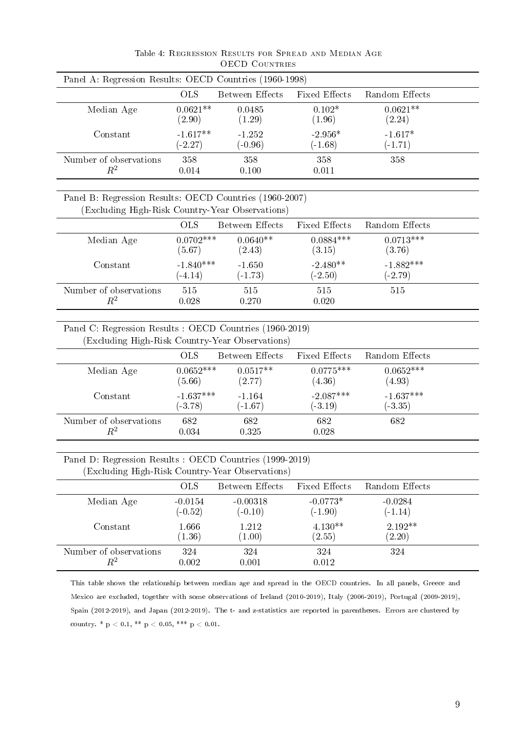Table 4: Regression Results for Spread and Median Age
OECD Countries

Panel A: Regression Results: OECD Countries (1960-1998)

| | OLS | Between Effects | Fixed Effects | Random Effects |
|---|---|---|---|---|
| Median Age | 0.0621** | 0.0485 | 0.102* | 0.0621** |
| | (2.90) | (1.29) | (1.96) | (2.24) |
| Constant | -1.617** | -1.252 | -2.956* | -1.617* |
| | (-2.27) | (-0.96) | (-1.68) | (-1.71) |
| Number of observations | 358 | 358 | 358 | 358 |
| $R^2$ | 0.014 | 0.100 | 0.011 | |

Panel B: Regression Results: OECD Countries (1960-2007)
(Excluding High-Risk Country-Year Observations)

| | OLS | Between Effects | Fixed Effects | Random Effects |
|---|---|---|---|---|
| Median Age | 0.0702*** | 0.0640** | 0.0884*** | 0.0713*** |
| | (5.67) | (2.43) | (3.15) | (3.76) |
| Constant | -1.840*** | -1.650 | -2.480** | -1.882*** |
| | (-4.14) | (-1.73) | (-2.50) | (-2.79) |
| Number of observations | 515 | 515 | 515 | 515 |
| $R^2$ | 0.028 | 0.270 | 0.020 | |

Panel C: Regression Results : OECD Countries (1960-2019)
(Excluding High-Risk Country-Year Observations)

| | OLS | Between Effects | Fixed Effects | Random Effects |
|---|---|---|---|---|
| Median Age | 0.0652*** | 0.0517** | 0.0775*** | 0.0652*** |
| | (5.66) | (2.77) | (4.36) | (4.93) |
| Constant | -1.637*** | -1.164 | -2.087*** | -1.637*** |
| | (-3.78) | (-1.67) | (-3.19) | (-3.35) |
| Number of observations | 682 | 682 | 682 | 682 |
| $R^2$ | 0.034 | 0.325 | 0.028 | |

Panel D: Regression Results : OECD Countries (1999-2019)
(Excluding High-Risk Country-Year Observations)

| | OLS | Between Effects | Fixed Effects | Random Effects |
|---|---|---|---|---|
| Median Age | -0.0154 | -0.00318 | -0.0773* | -0.0284 |
| | (-0.52) | (-0.10) | (-1.90) | (-1.14) |
| Constant | 1.666 | 1.212 | 4.130** | 2.192** |
| | (1.36) | (1.00) | (2.55) | (2.20) |
| Number of observations | 324 | 324 | 324 | 324 |
| $R^2$ | 0.002 | 0.001 | 0.012 | |

This table shows the relationship between median age and spread in the OECD countries. In all panels, Greece and Mexico are excluded, together with some observations of Ireland (2010-2019), Italy (2006-2019), Portugal (2009-2019), Spain (2012-2019), and Japan (2012-2019). The t- and z-statistics are reported in parentheses. Errors are clustered by country. * $p < 0.1$, ** $p < 0.05$, *** $p < 0.01$.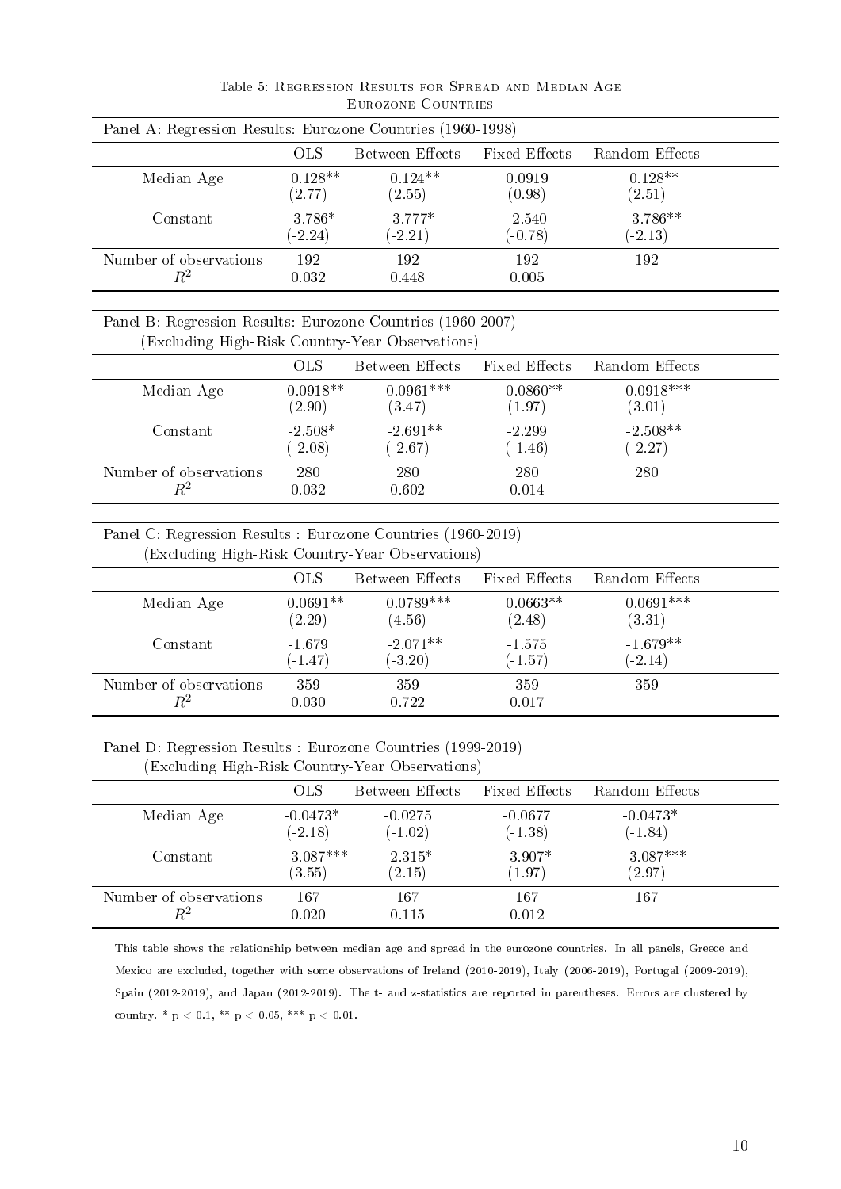Table 5: Regression Results for Spread and Median Age
Eurozone Countries

| Panel A: Regression Results: Eurozone Countries (1960-1998) | | | | |
|---|---|---|---|---|
| | OLS | Between Effects | Fixed Effects | Random Effects |
| Median Age | 0.128** | 0.124** | 0.0919 | 0.128** |
| | (2.77) | (2.55) | (0.98) | (2.51) |
| Constant | -3.786* | -3.777* | -2.540 | -3.786** |
| | (-2.24) | (-2.21) | (-0.78) | (-2.13) |
| Number of observations | 192 | 192 | 192 | 192 |
| $R^2$ | 0.032 | 0.448 | 0.005 | |

| Panel B: Regression Results: Eurozone Countries (1960-2007) (Excluding High-Risk Country-Year Observations) | | | | |
|---|---|---|---|---|
| | OLS | Between Effects | Fixed Effects | Random Effects |
| Median Age | 0.0918** | 0.0961*** | 0.0860** | 0.0918*** |
| | (2.90) | (3.47) | (1.97) | (3.01) |
| Constant | -2.508* | -2.691** | -2.299 | -2.508** |
| | (-2.08) | (-2.67) | (-1.46) | (-2.27) |
| Number of observations | 280 | 280 | 280 | 280 |
| $R^2$ | 0.032 | 0.602 | 0.014 | |

| Panel C: Regression Results : Eurozone Countries (1960-2019) (Excluding High-Risk Country-Year Observations) | | | | |
|---|---|---|---|---|
| | OLS | Between Effects | Fixed Effects | Random Effects |
| Median Age | 0.0691** | 0.0789*** | 0.0663** | 0.0691*** |
| | (2.29) | (4.56) | (2.48) | (3.31) |
| Constant | -1.679 | -2.071** | -1.575 | -1.679** |
| | (-1.47) | (-3.20) | (-1.57) | (-2.14) |
| Number of observations | 359 | 359 | 359 | 359 |
| $R^2$ | 0.030 | 0.722 | 0.017 | |

| Panel D: Regression Results : Eurozone Countries (1999-2019) (Excluding High-Risk Country-Year Observations) | | | | |
|---|---|---|---|---|
| | OLS | Between Effects | Fixed Effects | Random Effects |
| Median Age | -0.0473* | -0.0275 | -0.0677 | -0.0473* |
| | (-2.18) | (-1.02) | (-1.38) | (-1.84) |
| Constant | 3.087*** | 2.315* | 3.907* | 3.087*** |
| | (3.55) | (2.15) | (1.97) | (2.97) |
| Number of observations | 167 | 167 | 167 | 167 |
| $R^2$ | 0.020 | 0.115 | 0.012 | |

This table shows the relationship between median age and spread in the eurozone countries. In all panels, Greece and Mexico are excluded, together with some observations of Ireland (2010-2019), Italy (2006-2019), Portugal (2009-2019), Spain (2012-2019), and Japan (2012-2019). The t- and z-statistics are reported in parentheses. Errors are clustered by country. * $p < 0.1$, ** $p < 0.05$, *** $p < 0.01$.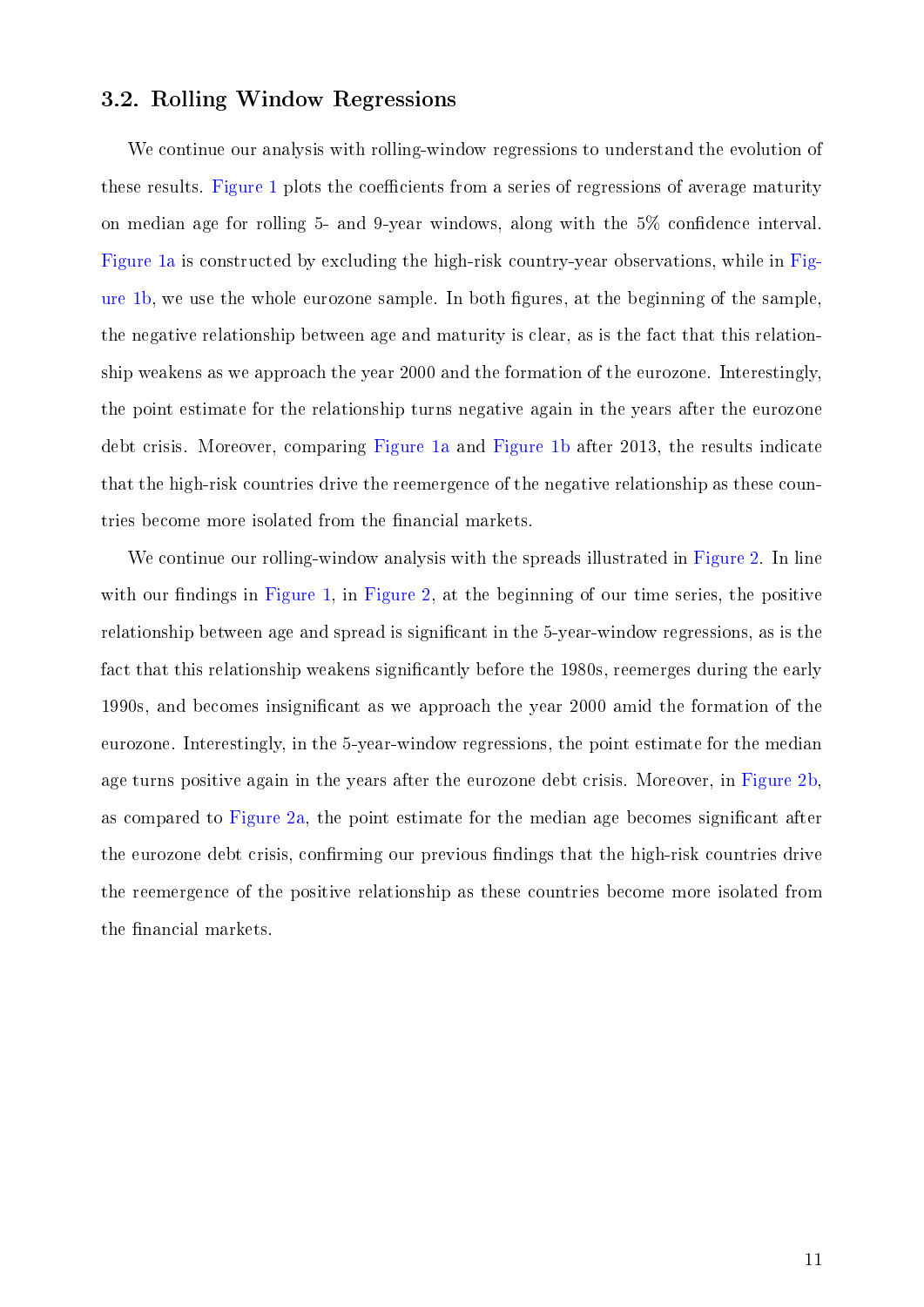### 3.2. Rolling Window Regressions

We continue our analysis with rolling-window regressions to understand the evolution of these results. Figure 1 plots the coefficients from a series of regressions of average maturity on median age for rolling 5- and 9-year windows, along with the 5% confidence interval. Figure 1a is constructed by excluding the high-risk country-year observations, while in Figure 1b, we use the whole eurozone sample. In both figures, at the beginning of the sample, the negative relationship between age and maturity is clear, as is the fact that this relationship weakens as we approach the year 2000 and the formation of the eurozone. Interestingly, the point estimate for the relationship turns negative again in the years after the eurozone debt crisis. Moreover, comparing Figure 1a and Figure 1b after 2013, the results indicate that the high-risk countries drive the reemergence of the negative relationship as these countries become more isolated from the financial markets.

We continue our rolling-window analysis with the spreads illustrated in Figure 2. In line with our findings in Figure 1, in Figure 2, at the beginning of our time series, the positive relationship between age and spread is significant in the 5-year-window regressions, as is the fact that this relationship weakens significantly before the 1980s, reemerges during the early 1990s, and becomes insignificant as we approach the year 2000 amid the formation of the eurozone. Interestingly, in the 5-year-window regressions, the point estimate for the median age turns positive again in the years after the eurozone debt crisis. Moreover, in Figure 2b, as compared to Figure 2a, the point estimate for the median age becomes significant after the eurozone debt crisis, confirming our previous findings that the high-risk countries drive the reemergence of the positive relationship as these countries become more isolated from the financial markets.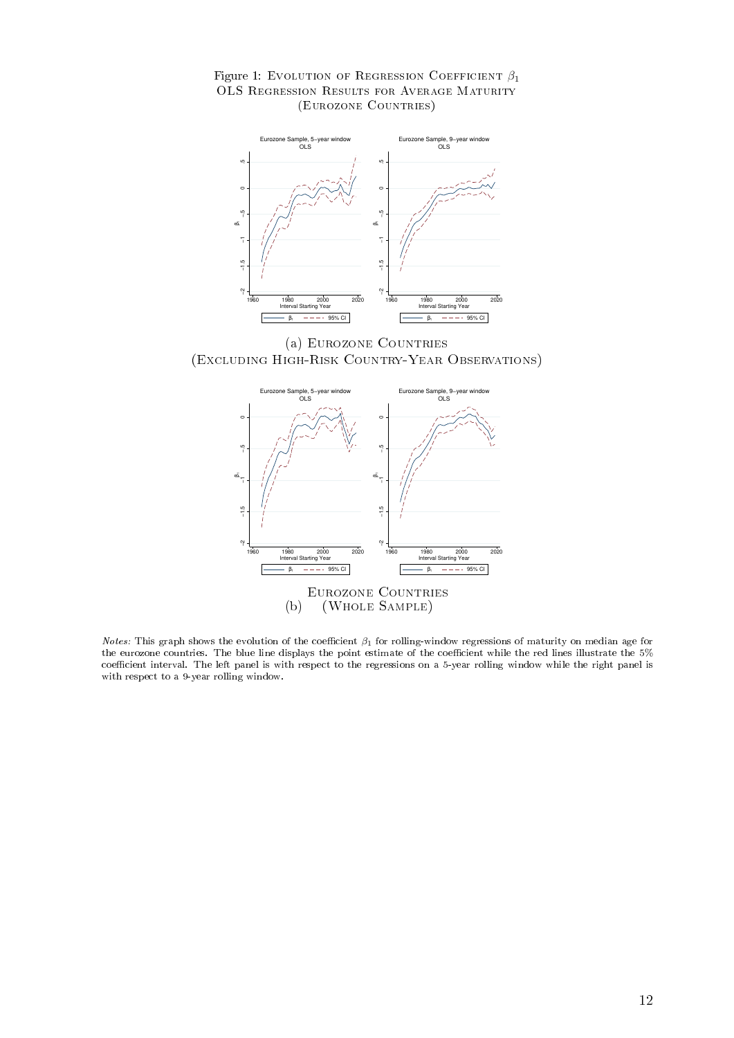Figure 1: Evolution of Regression Coefficient $\beta_1$
OLS Regression Results for Average Maturity
(Eurozone Countries)

(a) Eurozone Countries
(Excluding High-Risk Country-Year Observations)

Eurozone Countries
(b) (Whole Sample)

*Notes:* This graph shows the evolution of the coefficient $\beta_1$ for rolling-window regressions of maturity on median age for the eurozone countries. The blue line displays the point estimate of the coefficient while the red lines illustrate the 5% coefficient interval. The left panel is with respect to the regressions on a 5-year rolling window while the right panel is with respect to a 9-year rolling window.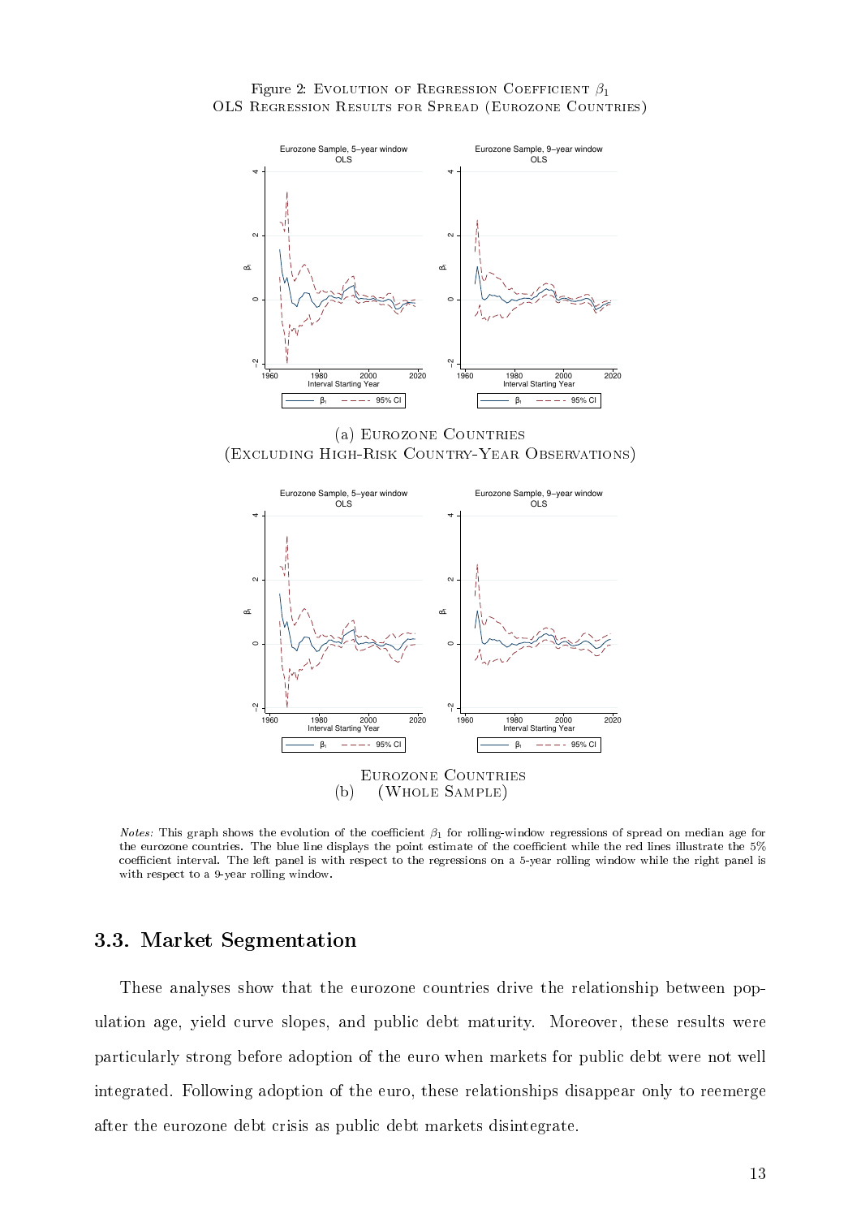Figure 2: Evolution of Regression Coefficient $\beta_1$
OLS Regression Results for Spread (Eurozone Countries)

(a) Eurozone Countries
(Excluding High-Risk Country-Year Observations)

(b) Eurozone Countries
(Whole Sample)

*Notes:* This graph shows the evolution of the coefficient $\beta_1$ for rolling-window regressions of spread on median age for the eurozone countries. The blue line displays the point estimate of the coefficient while the red lines illustrate the 5% coefficient interval. The left panel is with respect to the regressions on a 5-year rolling window while the right panel is with respect to a 9-year rolling window.

## 3.3. Market Segmentation

These analyses show that the eurozone countries drive the relationship between population age, yield curve slopes, and public debt maturity. Moreover, these results were particularly strong before adoption of the euro when markets for public debt were not well integrated. Following adoption of the euro, these relationships disappear only to reemerge after the eurozone debt crisis as public debt markets disintegrate.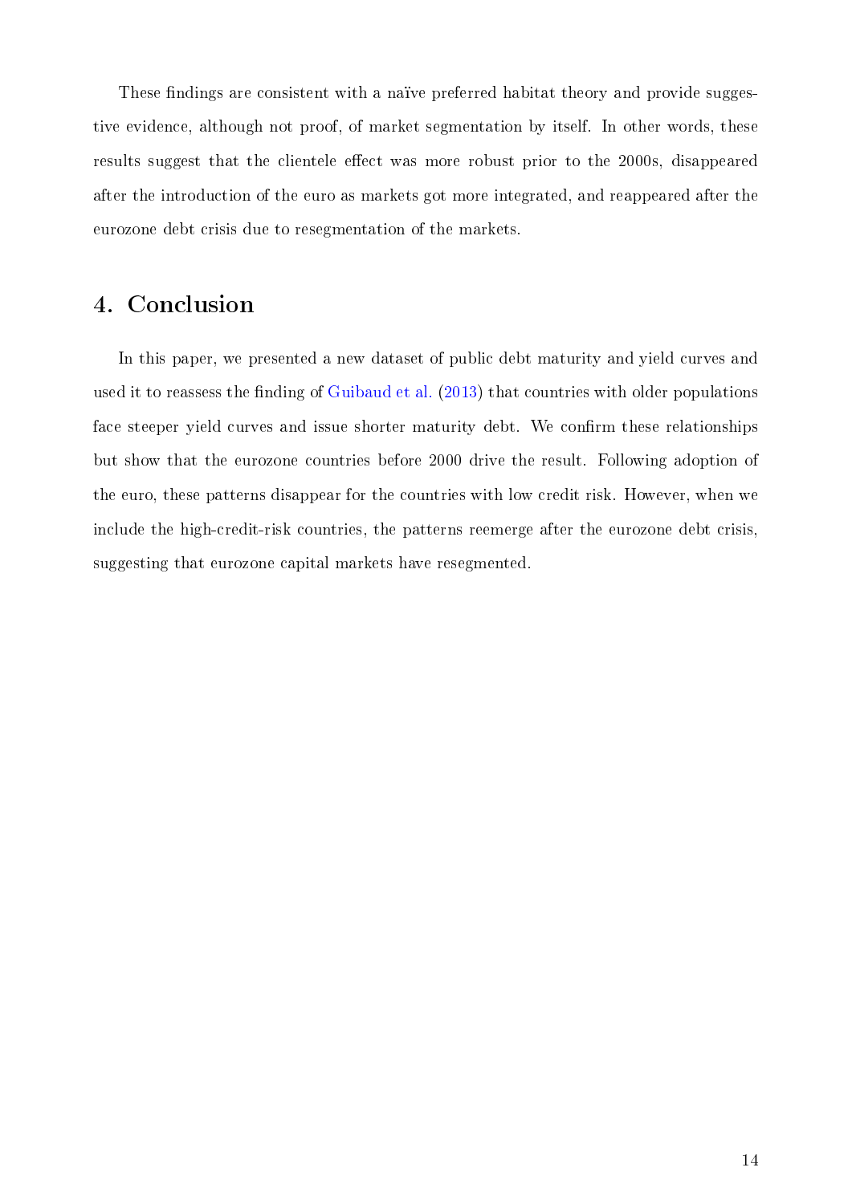These findings are consistent with a naïve preferred habitat theory and provide suggestive evidence, although not proof, of market segmentation by itself. In other words, these results suggest that the clientele effect was more robust prior to the 2000s, disappeared after the introduction of the euro as markets got more integrated, and reappeared after the eurozone debt crisis due to resegmentation of the markets.

## 4. Conclusion

In this paper, we presented a new dataset of public debt maturity and yield curves and used it to reassess the finding of Guibaud et al. (2013) that countries with older populations face steeper yield curves and issue shorter maturity debt. We confirm these relationships but show that the eurozone countries before 2000 drive the result. Following adoption of the euro, these patterns disappear for the countries with low credit risk. However, when we include the high-credit-risk countries, the patterns reemerge after the eurozone debt crisis, suggesting that eurozone capital markets have resegmented.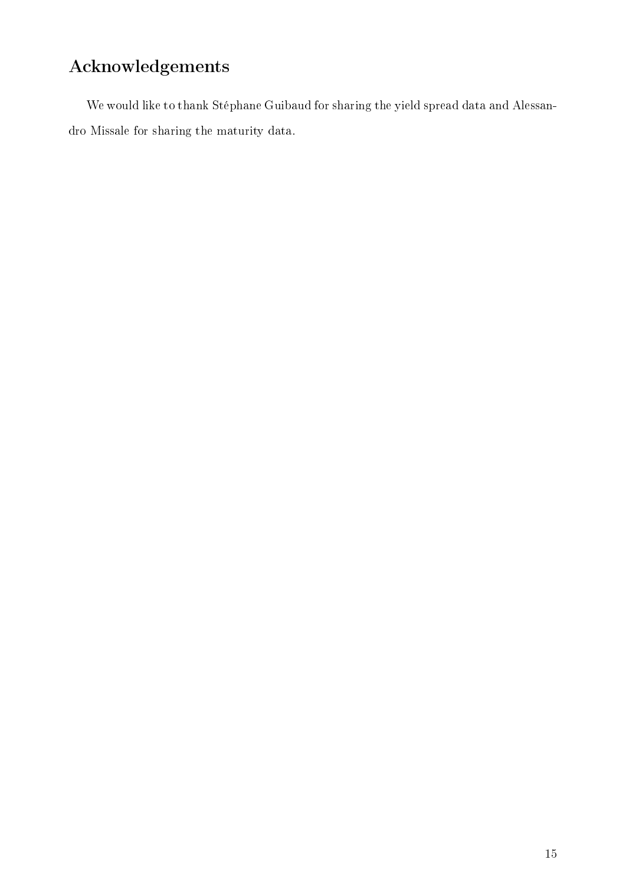# Acknowledgements

We would like to thank Stéphane Guibaud for sharing the yield spread data and Alessandro Missale for sharing the maturity data.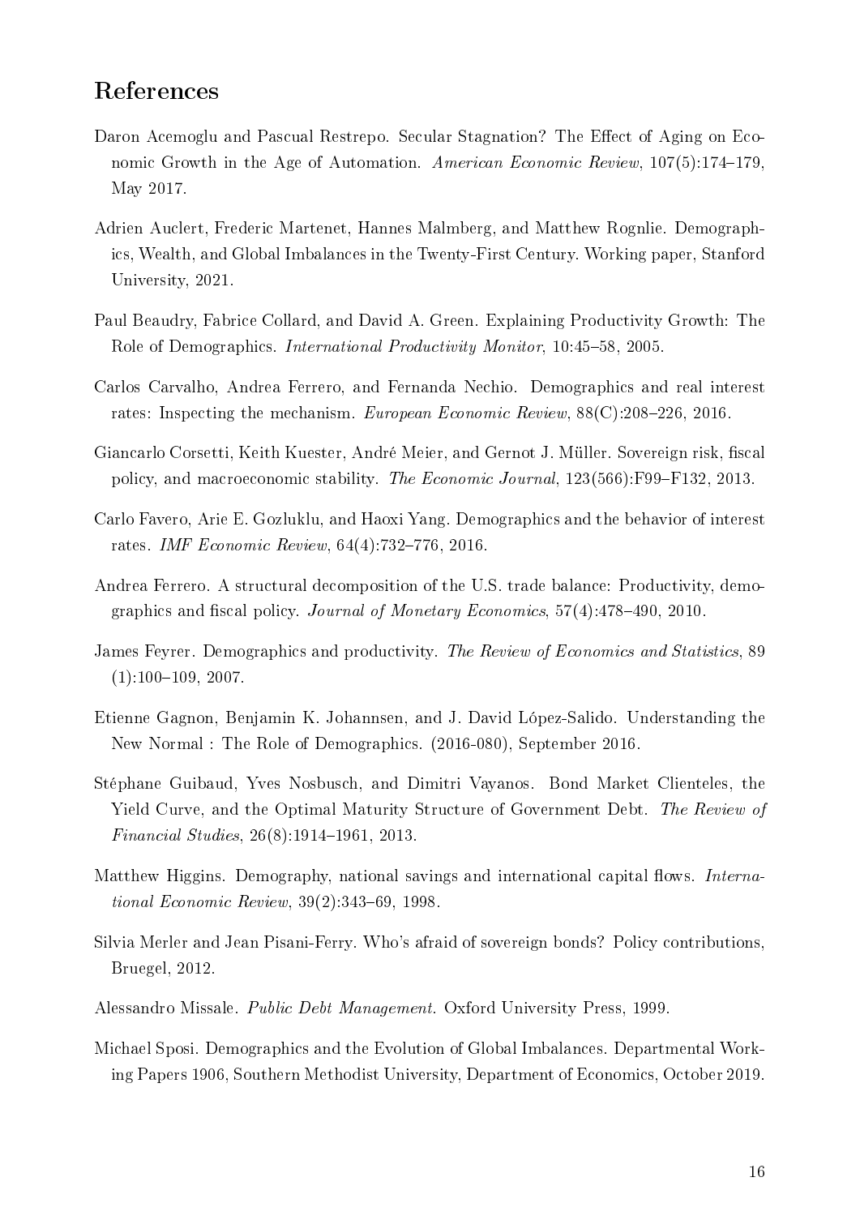## References

Daron Acemoglu and Pascual Restrepo. Secular Stagnation? The Effect of Aging on Economic Growth in the Age of Automation. *American Economic Review*, 107(5):174–179, May 2017.

Adrien Auclert, Frederic Martenet, Hannes Malmberg, and Matthew Rognlie. Demographics, Wealth, and Global Imbalances in the Twenty-First Century. Working paper, Stanford University, 2021.

Paul Beaudry, Fabrice Collard, and David A. Green. Explaining Productivity Growth: The Role of Demographics. *International Productivity Monitor*, 10:45–58, 2005.

Carlos Carvalho, Andrea Ferrero, and Fernanda Nechio. Demographics and real interest rates: Inspecting the mechanism. *European Economic Review*, 88(C):208–226, 2016.

Giancarlo Corsetti, Keith Kuester, André Meier, and Gernot J. Müller. Sovereign risk, fiscal policy, and macroeconomic stability. *The Economic Journal*, 123(566):F99–F132, 2013.

Carlo Favero, Arie E. Gozluklu, and Haoxi Yang. Demographics and the behavior of interest rates. *IMF Economic Review*, 64(4):732–776, 2016.

Andrea Ferrero. A structural decomposition of the U.S. trade balance: Productivity, demographics and fiscal policy. *Journal of Monetary Economics*, 57(4):478–490, 2010.

James Feyrer. Demographics and productivity. *The Review of Economics and Statistics*, 89 (1):100–109, 2007.

Etienne Gagnon, Benjamin K. Johannsen, and J. David López-Salido. Understanding the New Normal : The Role of Demographics. (2016-080), September 2016.

Stéphane Guibaud, Yves Nosbusch, and Dimitri Vayanos. Bond Market Clienteles, the Yield Curve, and the Optimal Maturity Structure of Government Debt. *The Review of Financial Studies*, 26(8):1914–1961, 2013.

Matthew Higgins. Demography, national savings and international capital flows. *International Economic Review*, 39(2):343–69, 1998.

Silvia Merler and Jean Pisani-Ferry. Who's afraid of sovereign bonds? Policy contributions, Bruegel, 2012.

Alessandro Missale. *Public Debt Management*. Oxford University Press, 1999.

Michael Sposi. Demographics and the Evolution of Global Imbalances. Departmental Working Papers 1906, Southern Methodist University, Department of Economics, October 2019.